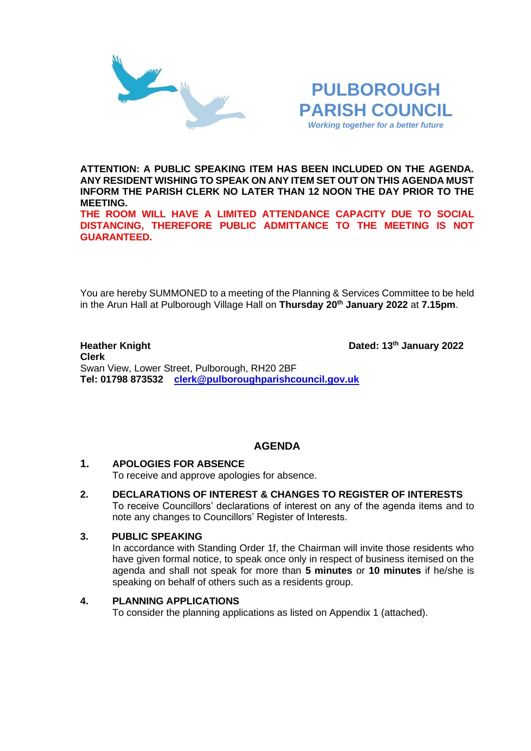# PULBOROUGH PARISH COUNCIL

*Working together for a better future*

**ATTENTION: A PUBLIC SPEAKING ITEM HAS BEEN INCLUDED ON THE AGENDA. ANY RESIDENT WISHING TO SPEAK ON ANY ITEM SET OUT ON THIS AGENDA MUST INFORM THE PARISH CLERK NO LATER THAN 12 NOON THE DAY PRIOR TO THE MEETING.**

**THE ROOM WILL HAVE A LIMITED ATTENDANCE CAPACITY DUE TO SOCIAL DISTANCING, THEREFORE PUBLIC ADMITTANCE TO THE MEETING IS NOT GUARANTEED.**

You are hereby SUMMONED to a meeting of the Planning & Services Committee to be held in the Arun Hall at Pulborough Village Hall on **Thursday 20th January 2022** at **7.15pm**.

**Heather Knight**
**Clerk**
Swan View, Lower Street, Pulborough, RH20 2BF
**Tel: 01798 873532** [clerk@pulboroughparishcouncil.gov.uk](mailto:clerk@pulboroughparishcouncil.gov.uk)

**Dated: 13th January 2022**

## AGENDA

**1. APOLOGIES FOR ABSENCE**
To receive and approve apologies for absence.

**2. DECLARATIONS OF INTEREST & CHANGES TO REGISTER OF INTERESTS**
To receive Councillors' declarations of interest on any of the agenda items and to note any changes to Councillors' Register of Interests.

**3. PUBLIC SPEAKING**
In accordance with Standing Order 1f, the Chairman will invite those residents who have given formal notice, to speak once only in respect of business itemised on the agenda and shall not speak for more than **5 minutes** or **10 minutes** if he/she is speaking on behalf of others such as a residents group.

**4. PLANNING APPLICATIONS**
To consider the planning applications as listed on Appendix 1 (attached).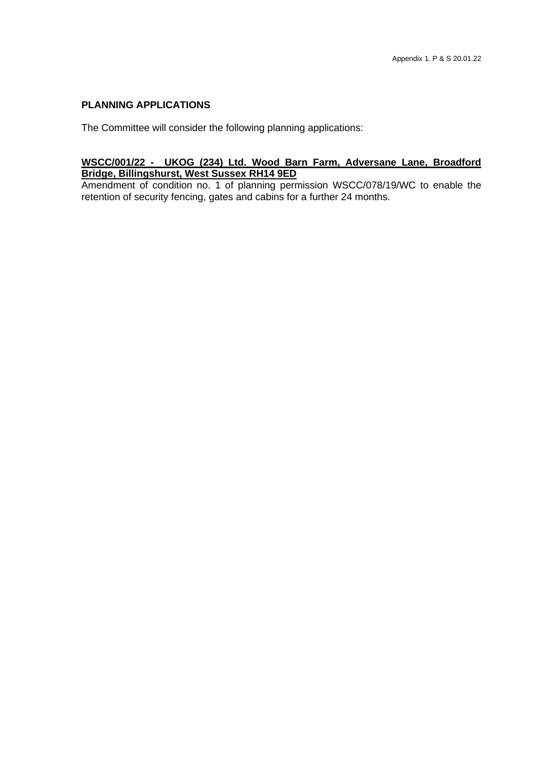Appendix 1. P & S 20.01.22

**PLANNING APPLICATIONS**

The Committee will consider the following planning applications:

**WSCC/001/22 - UKOG (234) Ltd. Wood Barn Farm, Adversane Lane, Broadford Bridge, Billingshurst, West Sussex RH14 9ED**

Amendment of condition no. 1 of planning permission WSCC/078/19/WC to enable the retention of security fencing, gates and cabins for a further 24 months.